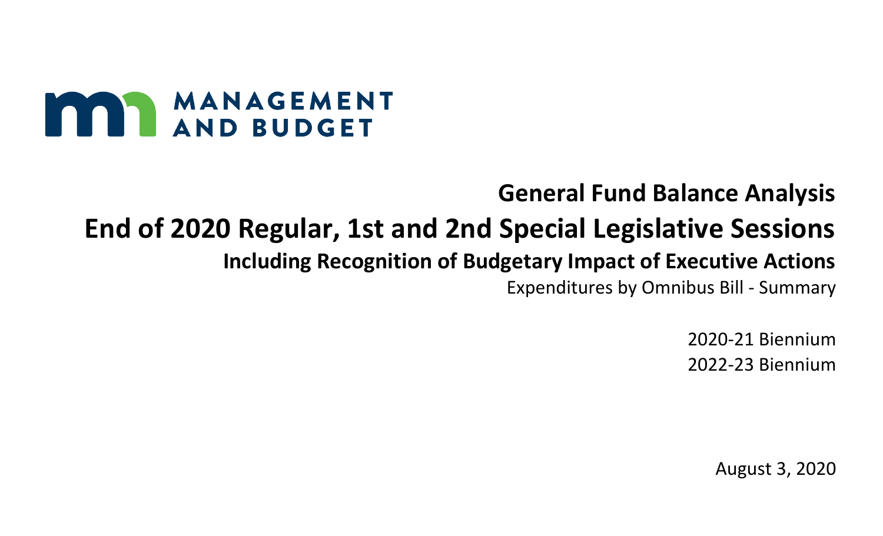MANAGEMENT AND BUDGET

# General Fund Balance Analysis

# End of 2020 Regular, 1st and 2nd Special Legislative Sessions

## Including Recognition of Budgetary Impact of Executive Actions

Expenditures by Omnibus Bill - Summary

2020-21 Biennium

2022-23 Biennium

August 3, 2020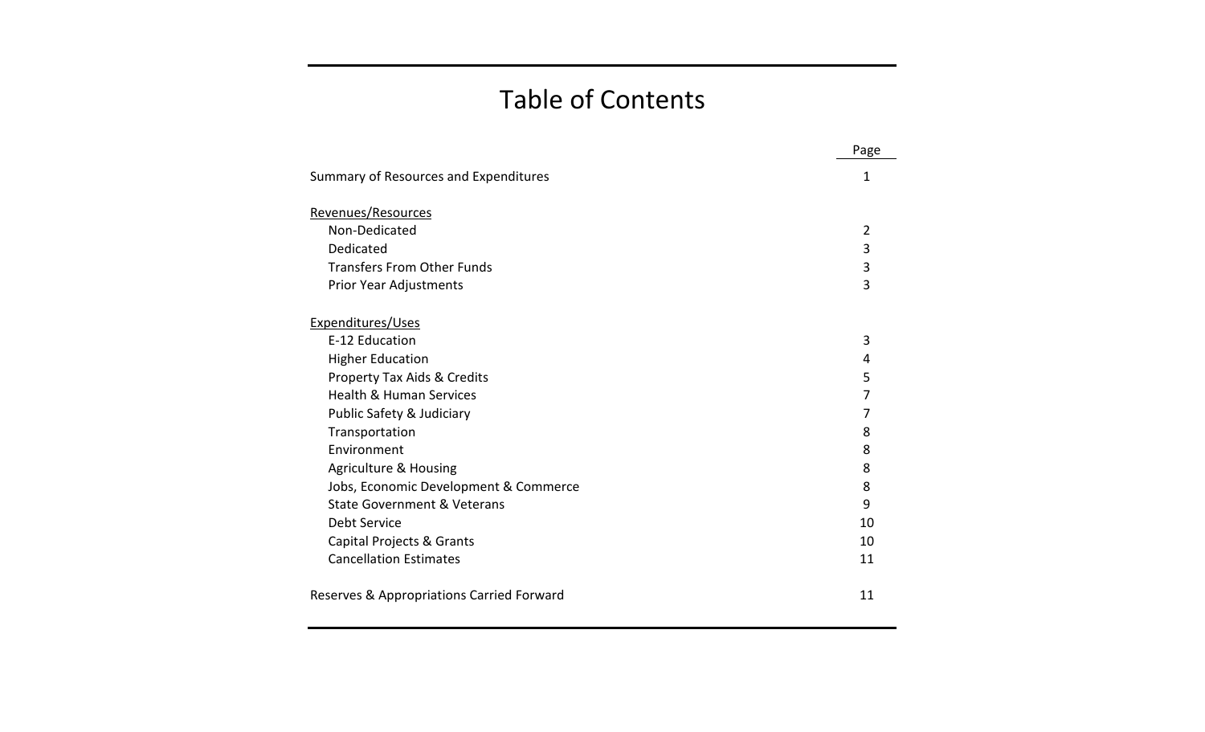# Table of Contents

| | Page |
|---|---|
| Summary of Resources and Expenditures | 1 |
| Revenues/Resources | |
| Non-Dedicated | 2 |
| Dedicated | 3 |
| Transfers From Other Funds | 3 |
| Prior Year Adjustments | 3 |
| Expenditures/Uses | |
| E-12 Education | 3 |
| Higher Education | 4 |
| Property Tax Aids & Credits | 5 |
| Health & Human Services | 7 |
| Public Safety & Judiciary | 7 |
| Transportation | 8 |
| Environment | 8 |
| Agriculture & Housing | 8 |
| Jobs, Economic Development & Commerce | 8 |
| State Government & Veterans | 9 |
| Debt Service | 10 |
| Capital Projects & Grants | 10 |
| Cancellation Estimates | 11 |
| Reserves & Appropriations Carried Forward | 11 |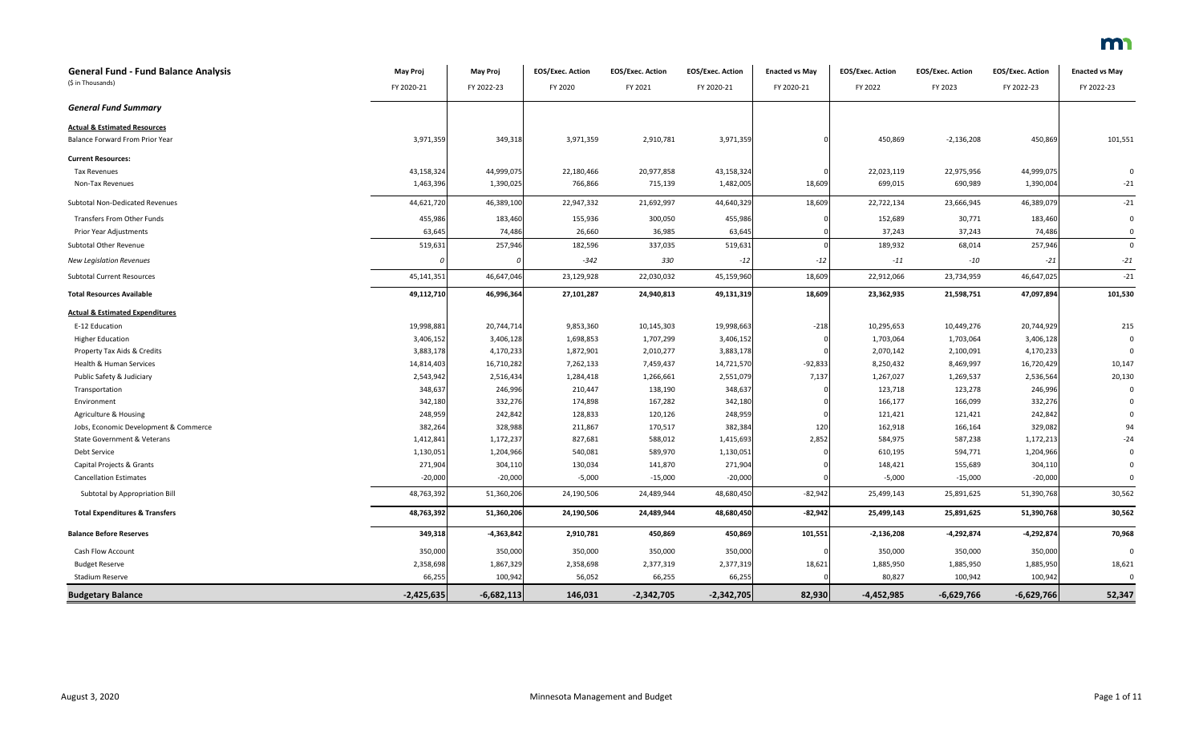| **General Fund - Fund Balance Analysis** (\$ in Thousands) | **May Proj** FY 2020-21 | **May Proj** FY 2022-23 | **EOS/Exec. Action** FY 2020 | **EOS/Exec. Action** FY 2021 | **EOS/Exec. Action** FY 2020-21 | **Enacted vs May** FY 2020-21 | **EOS/Exec. Action** FY 2022 | **EOS/Exec. Action** FY 2023 | **EOS/Exec. Action** FY 2022-23 | **Enacted vs May** FY 2022-23 |
|---|---|---|---|---|---|---|---|---|---|---|
| ***General Fund Summary*** | | | | | | | | | | |
| **Actual & Estimated Resources** | | | | | | | | | | |
| Balance Forward From Prior Year | 3,971,359 | 349,318 | 3,971,359 | 2,910,781 | 3,971,359 | 0 | 450,869 | -2,136,208 | 450,869 | 101,551 |
| **Current Resources:** | | | | | | | | | | |
| Tax Revenues | 43,158,324 | 44,999,075 | 22,180,466 | 20,977,858 | 43,158,324 | 0 | 22,023,119 | 22,975,956 | 44,999,075 | 0 |
| Non-Tax Revenues | 1,463,396 | 1,390,025 | 766,866 | 715,139 | 1,482,005 | 18,609 | 699,015 | 690,989 | 1,390,004 | -21 |
| Subtotal Non-Dedicated Revenues | 44,621,720 | 46,389,100 | 22,947,332 | 21,692,997 | 44,640,329 | 18,609 | 22,722,134 | 23,666,945 | 46,389,079 | -21 |
| Transfers From Other Funds | 455,986 | 183,460 | 155,936 | 300,050 | 455,986 | 0 | 152,689 | 30,771 | 183,460 | 0 |
| Prior Year Adjustments | 63,645 | 74,486 | 26,660 | 36,985 | 63,645 | 0 | 37,243 | 37,243 | 74,486 | 0 |
| Subtotal Other Revenue | 519,631 | 257,946 | 182,596 | 337,035 | 519,631 | 0 | 189,932 | 68,014 | 257,946 | 0 |
| *New Legislation Revenues* | *0* | *0* | *-342* | *330* | *-12* | *-12* | *-11* | *-10* | *-21* | *-21* |
| Subtotal Current Resources | 45,141,351 | 46,647,046 | 23,129,928 | 22,030,032 | 45,159,960 | 18,609 | 22,912,066 | 23,734,959 | 46,647,025 | -21 |
| **Total Resources Available** | **49,112,710** | **46,996,364** | **27,101,287** | **24,940,813** | **49,131,319** | **18,609** | **23,362,935** | **21,598,751** | **47,097,894** | **101,530** |
| **Actual & Estimated Expenditures** | | | | | | | | | | |
| E-12 Education | 19,998,881 | 20,744,714 | 9,853,360 | 10,145,303 | 19,998,663 | -218 | 10,295,653 | 10,449,276 | 20,744,929 | 215 |
| Higher Education | 3,406,152 | 3,406,128 | 1,698,853 | 1,707,299 | 3,406,152 | 0 | 1,703,064 | 1,703,064 | 3,406,128 | 0 |
| Property Tax Aids & Credits | 3,883,178 | 4,170,233 | 1,872,901 | 2,010,277 | 3,883,178 | 0 | 2,070,142 | 2,100,091 | 4,170,233 | 0 |
| Health & Human Services | 14,814,403 | 16,710,282 | 7,262,133 | 7,459,437 | 14,721,570 | -92,833 | 8,250,432 | 8,469,997 | 16,720,429 | 10,147 |
| Public Safety & Judiciary | 2,543,942 | 2,516,434 | 1,284,418 | 1,266,661 | 2,551,079 | 7,137 | 1,267,027 | 1,269,537 | 2,536,564 | 20,130 |
| Transportation | 348,637 | 246,996 | 210,447 | 138,190 | 348,637 | 0 | 123,718 | 123,278 | 246,996 | 0 |
| Environment | 342,180 | 332,276 | 174,898 | 167,282 | 342,180 | 0 | 166,177 | 166,099 | 332,276 | 0 |
| Agriculture & Housing | 248,959 | 242,842 | 128,833 | 120,126 | 248,959 | 0 | 121,421 | 121,421 | 242,842 | 0 |
| Jobs, Economic Development & Commerce | 382,264 | 328,988 | 211,867 | 170,517 | 382,384 | 120 | 162,918 | 166,164 | 329,082 | 94 |
| State Government & Veterans | 1,412,841 | 1,172,237 | 827,681 | 588,012 | 1,415,693 | 2,852 | 584,975 | 587,238 | 1,172,213 | -24 |
| Debt Service | 1,130,051 | 1,204,966 | 540,081 | 589,970 | 1,130,051 | 0 | 610,195 | 594,771 | 1,204,966 | 0 |
| Capital Projects & Grants | 271,904 | 304,110 | 130,034 | 141,870 | 271,904 | 0 | 148,421 | 155,689 | 304,110 | 0 |
| Cancellation Estimates | -20,000 | -20,000 | -5,000 | -15,000 | -20,000 | 0 | -5,000 | -15,000 | -20,000 | 0 |
| Subtotal by Appropriation Bill | 48,763,392 | 51,360,206 | 24,190,506 | 24,489,944 | 48,680,450 | -82,942 | 25,499,143 | 25,891,625 | 51,390,768 | 30,562 |
| **Total Expenditures & Transfers** | **48,763,392** | **51,360,206** | **24,190,506** | **24,489,944** | **48,680,450** | **-82,942** | **25,499,143** | **25,891,625** | **51,390,768** | **30,562** |
| **Balance Before Reserves** | **349,318** | **-4,363,842** | **2,910,781** | **450,869** | **450,869** | **101,551** | **-2,136,208** | **-4,292,874** | **-4,292,874** | **70,968** |
| Cash Flow Account | 350,000 | 350,000 | 350,000 | 350,000 | 350,000 | 0 | 350,000 | 350,000 | 350,000 | 0 |
| Budget Reserve | 2,358,698 | 1,867,329 | 2,358,698 | 2,377,319 | 2,377,319 | 18,621 | 1,885,950 | 1,885,950 | 1,885,950 | 18,621 |
| Stadium Reserve | 66,255 | 100,942 | 56,052 | 66,255 | 66,255 | 0 | 80,827 | 100,942 | 100,942 | 0 |
| **Budgetary Balance** | **-2,425,635** | **-6,682,113** | **146,031** | **-2,342,705** | **-2,342,705** | **82,930** | **-4,452,985** | **-6,629,766** | **-6,629,766** | **52,347** |

August 3, 2020 — Minnesota Management and Budget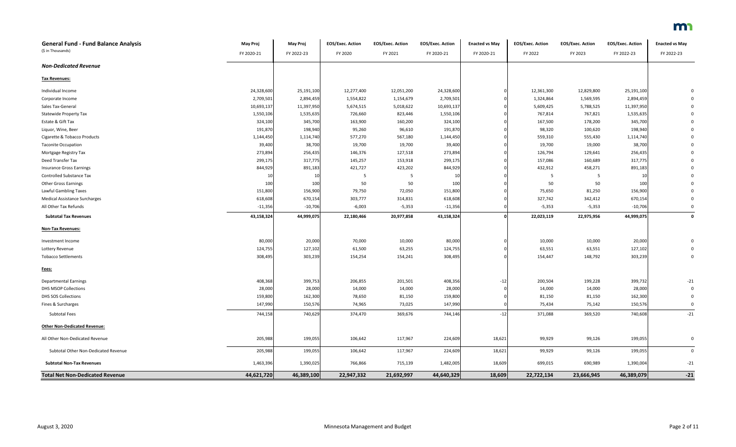| **General Fund - Fund Balance Analysis** (\$ in Thousands) | **May Proj** FY 2020-21 | **May Proj** FY 2022-23 | **EOS/Exec. Action** FY 2020 | **EOS/Exec. Action** FY 2021 | **EOS/Exec. Action** FY 2020-21 | **Enacted vs May** FY 2020-21 | **EOS/Exec. Action** FY 2022 | **EOS/Exec. Action** FY 2023 | **EOS/Exec. Action** FY 2022-23 | **Enacted vs May** FY 2022-23 |
|---|---|---|---|---|---|---|---|---|---|---|
| ***Non-Dedicated Revenue*** | | | | | | | | | | |
| **Tax Revenues:** | | | | | | | | | | |
| Individual Income | 24,328,600 | 25,191,100 | 12,277,400 | 12,051,200 | 24,328,600 | 0 | 12,361,300 | 12,829,800 | 25,191,100 | 0 |
| Corporate Income | 2,709,501 | 2,894,459 | 1,554,822 | 1,154,679 | 2,709,501 | 0 | 1,324,864 | 1,569,595 | 2,894,459 | 0 |
| Sales Tax-General | 10,693,137 | 11,397,950 | 5,674,515 | 5,018,622 | 10,693,137 | 0 | 5,609,425 | 5,788,525 | 11,397,950 | 0 |
| Statewide Property Tax | 1,550,106 | 1,535,635 | 726,660 | 823,446 | 1,550,106 | 0 | 767,814 | 767,821 | 1,535,635 | 0 |
| Estate & Gift Tax | 324,100 | 345,700 | 163,900 | 160,200 | 324,100 | 0 | 167,500 | 178,200 | 345,700 | 0 |
| Liquor, Wine, Beer | 191,870 | 198,940 | 95,260 | 96,610 | 191,870 | 0 | 98,320 | 100,620 | 198,940 | 0 |
| Cigarette & Tobacco Products | 1,144,450 | 1,114,740 | 577,270 | 567,180 | 1,144,450 | 0 | 559,310 | 555,430 | 1,114,740 | 0 |
| Taconite Occupation | 39,400 | 38,700 | 19,700 | 19,700 | 39,400 | 0 | 19,700 | 19,000 | 38,700 | 0 |
| Mortgage Registry Tax | 273,894 | 256,435 | 146,376 | 127,518 | 273,894 | 0 | 126,794 | 129,641 | 256,435 | 0 |
| Deed Transfer Tax | 299,175 | 317,775 | 145,257 | 153,918 | 299,175 | 0 | 157,086 | 160,689 | 317,775 | 0 |
| Insurance Gross Earnings | 844,929 | 891,183 | 421,727 | 423,202 | 844,929 | 0 | 432,912 | 458,271 | 891,183 | 0 |
| Controlled Substance Tax | 10 | 10 | 5 | 5 | 10 | 0 | 5 | 5 | 10 | 0 |
| Other Gross Earnings | 100 | 100 | 50 | 50 | 100 | 0 | 50 | 50 | 100 | 0 |
| Lawful Gambling Taxes | 151,800 | 156,900 | 79,750 | 72,050 | 151,800 | 0 | 75,650 | 81,250 | 156,900 | 0 |
| Medical Assistance Surcharges | 618,608 | 670,154 | 303,777 | 314,831 | 618,608 | 0 | 327,742 | 342,412 | 670,154 | 0 |
| All Other Tax Refunds | -11,356 | -10,706 | -6,003 | -5,353 | -11,356 | 0 | -5,353 | -5,353 | -10,706 | 0 |
| **Subtotal Tax Revenues** | **43,158,324** | **44,999,075** | **22,180,466** | **20,977,858** | **43,158,324** | **0** | **22,023,119** | **22,975,956** | **44,999,075** | **0** |
| **Non-Tax Revenues:** | | | | | | | | | | |
| Investment Income | 80,000 | 20,000 | 70,000 | 10,000 | 80,000 | 0 | 10,000 | 10,000 | 20,000 | 0 |
| Lottery Revenue | 124,755 | 127,102 | 61,500 | 63,255 | 124,755 | 0 | 63,551 | 63,551 | 127,102 | 0 |
| Tobacco Settlements | 308,495 | 303,239 | 154,254 | 154,241 | 308,495 | 0 | 154,447 | 148,792 | 303,239 | 0 |
| **Fees:** | | | | | | | | | | |
| Departmental Earnings | 408,368 | 399,753 | 206,855 | 201,501 | 408,356 | -12 | 200,504 | 199,228 | 399,732 | -21 |
| DHS MSOP Collections | 28,000 | 28,000 | 14,000 | 14,000 | 28,000 | 0 | 14,000 | 14,000 | 28,000 | 0 |
| DHS SOS Collections | 159,800 | 162,300 | 78,650 | 81,150 | 159,800 | 0 | 81,150 | 81,150 | 162,300 | 0 |
| Fines & Surcharges | 147,990 | 150,576 | 74,965 | 73,025 | 147,990 | 0 | 75,434 | 75,142 | 150,576 | 0 |
| Subtotal Fees | 744,158 | 740,629 | 374,470 | 369,676 | 744,146 | -12 | 371,088 | 369,520 | 740,608 | -21 |
| **Other Non-Dedicated Revenue:** | | | | | | | | | | |
| All Other Non-Dedicated Revenue | 205,988 | 199,055 | 106,642 | 117,967 | 224,609 | 18,621 | 99,929 | 99,126 | 199,055 | 0 |
| Subtotal Other Non-Dedicated Revenue | 205,988 | 199,055 | 106,642 | 117,967 | 224,609 | 18,621 | 99,929 | 99,126 | 199,055 | 0 |
| **Subtotal Non-Tax Revenues** | 1,463,396 | 1,390,025 | 766,866 | 715,139 | 1,482,005 | 18,609 | 699,015 | 690,989 | 1,390,004 | -21 |
| **Total Net Non-Dedicated Revenue** | **44,621,720** | **46,389,100** | **22,947,332** | **21,692,997** | **44,640,329** | **18,609** | **22,722,134** | **23,666,945** | **46,389,079** | **-21** |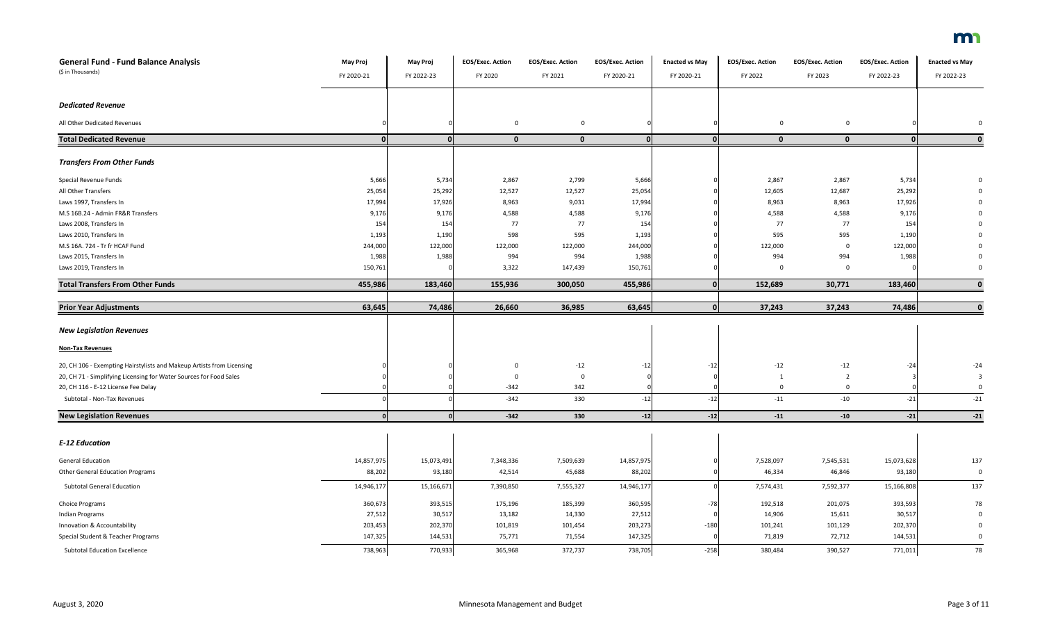| **General Fund - Fund Balance Analysis** (\$ in Thousands) | **May Proj** FY 2020-21 | **May Proj** FY 2022-23 | **EOS/Exec. Action** FY 2020 | **EOS/Exec. Action** FY 2021 | **EOS/Exec. Action** FY 2020-21 | **Enacted vs May** FY 2020-21 | **EOS/Exec. Action** FY 2022 | **EOS/Exec. Action** FY 2023 | **EOS/Exec. Action** FY 2022-23 | **Enacted vs May** FY 2022-23 |
|---|---|---|---|---|---|---|---|---|---|---|
| ***Dedicated Revenue*** | | | | | | | | | | |
| All Other Dedicated Revenues | 0 | 0 | 0 | 0 | 0 | 0 | 0 | 0 | 0 | 0 |
| **Total Dedicated Revenue** | **0** | **0** | **0** | **0** | **0** | **0** | **0** | **0** | **0** | **0** |
| ***Transfers From Other Funds*** | | | | | | | | | | |
| Special Revenue Funds | 5,666 | 5,734 | 2,867 | 2,799 | 5,666 | 0 | 2,867 | 2,867 | 5,734 | 0 |
| All Other Transfers | 25,054 | 25,292 | 12,527 | 12,527 | 25,054 | 0 | 12,605 | 12,687 | 25,292 | 0 |
| Laws 1997, Transfers In | 17,994 | 17,926 | 8,963 | 9,031 | 17,994 | 0 | 8,963 | 8,963 | 17,926 | 0 |
| M.S 16B.24 - Admin FR&R Transfers | 9,176 | 9,176 | 4,588 | 4,588 | 9,176 | 0 | 4,588 | 4,588 | 9,176 | 0 |
| Laws 2008, Transfers In | 154 | 154 | 77 | 77 | 154 | 0 | 77 | 77 | 154 | 0 |
| Laws 2010, Transfers In | 1,193 | 1,190 | 598 | 595 | 1,193 | 0 | 595 | 595 | 1,190 | 0 |
| M.S 16A. 724 - Tr fr HCAF Fund | 244,000 | 122,000 | 122,000 | 122,000 | 244,000 | 0 | 122,000 | 0 | 122,000 | 0 |
| Laws 2015, Transfers In | 1,988 | 1,988 | 994 | 994 | 1,988 | 0 | 994 | 994 | 1,988 | 0 |
| Laws 2019, Transfers In | 150,761 | 0 | 3,322 | 147,439 | 150,761 | 0 | 0 | 0 | 0 | 0 |
| **Total Transfers From Other Funds** | **455,986** | **183,460** | **155,936** | **300,050** | **455,986** | **0** | **152,689** | **30,771** | **183,460** | **0** |
| **Prior Year Adjustments** | **63,645** | **74,486** | **26,660** | **36,985** | **63,645** | **0** | **37,243** | **37,243** | **74,486** | **0** |
| ***New Legislation Revenues*** | | | | | | | | | | |
| **Non-Tax Revenues** | | | | | | | | | | |
| 20, CH 106 - Exempting Hairstylists and Makeup Artists from Licensing | 0 | 0 | 0 | -12 | -12 | -12 | -12 | -12 | -24 | -24 |
| 20, CH 71 - Simplifying Licensing for Water Sources for Food Sales | 0 | 0 | 0 | 0 | 0 | 0 | 1 | 2 | 3 | 3 |
| 20, CH 116 - E-12 License Fee Delay | 0 | 0 | -342 | 342 | 0 | 0 | 0 | 0 | 0 | 0 |
| Subtotal - Non-Tax Revenues | 0 | 0 | -342 | 330 | -12 | -12 | -11 | -10 | -21 | -21 |
| **New Legislation Revenues** | **0** | **0** | **-342** | **330** | **-12** | **-12** | **-11** | **-10** | **-21** | **-21** |
| ***E-12 Education*** | | | | | | | | | | |
| General Education | 14,857,975 | 15,073,491 | 7,348,336 | 7,509,639 | 14,857,975 | 0 | 7,528,097 | 7,545,531 | 15,073,628 | 137 |
| Other General Education Programs | 88,202 | 93,180 | 42,514 | 45,688 | 88,202 | 0 | 46,334 | 46,846 | 93,180 | 0 |
| Subtotal General Education | 14,946,177 | 15,166,671 | 7,390,850 | 7,555,327 | 14,946,177 | 0 | 7,574,431 | 7,592,377 | 15,166,808 | 137 |
| Choice Programs | 360,673 | 393,515 | 175,196 | 185,399 | 360,595 | -78 | 192,518 | 201,075 | 393,593 | 78 |
| Indian Programs | 27,512 | 30,517 | 13,182 | 14,330 | 27,512 | 0 | 14,906 | 15,611 | 30,517 | 0 |
| Innovation & Accountability | 203,453 | 202,370 | 101,819 | 101,454 | 203,273 | -180 | 101,241 | 101,129 | 202,370 | 0 |
| Special Student & Teacher Programs | 147,325 | 144,531 | 75,771 | 71,554 | 147,325 | 0 | 71,819 | 72,712 | 144,531 | 0 |
| Subtotal Education Excellence | 738,963 | 770,933 | 365,968 | 372,737 | 738,705 | -258 | 380,484 | 390,527 | 771,011 | 78 |

August 3, 2020 — Minnesota Management and Budget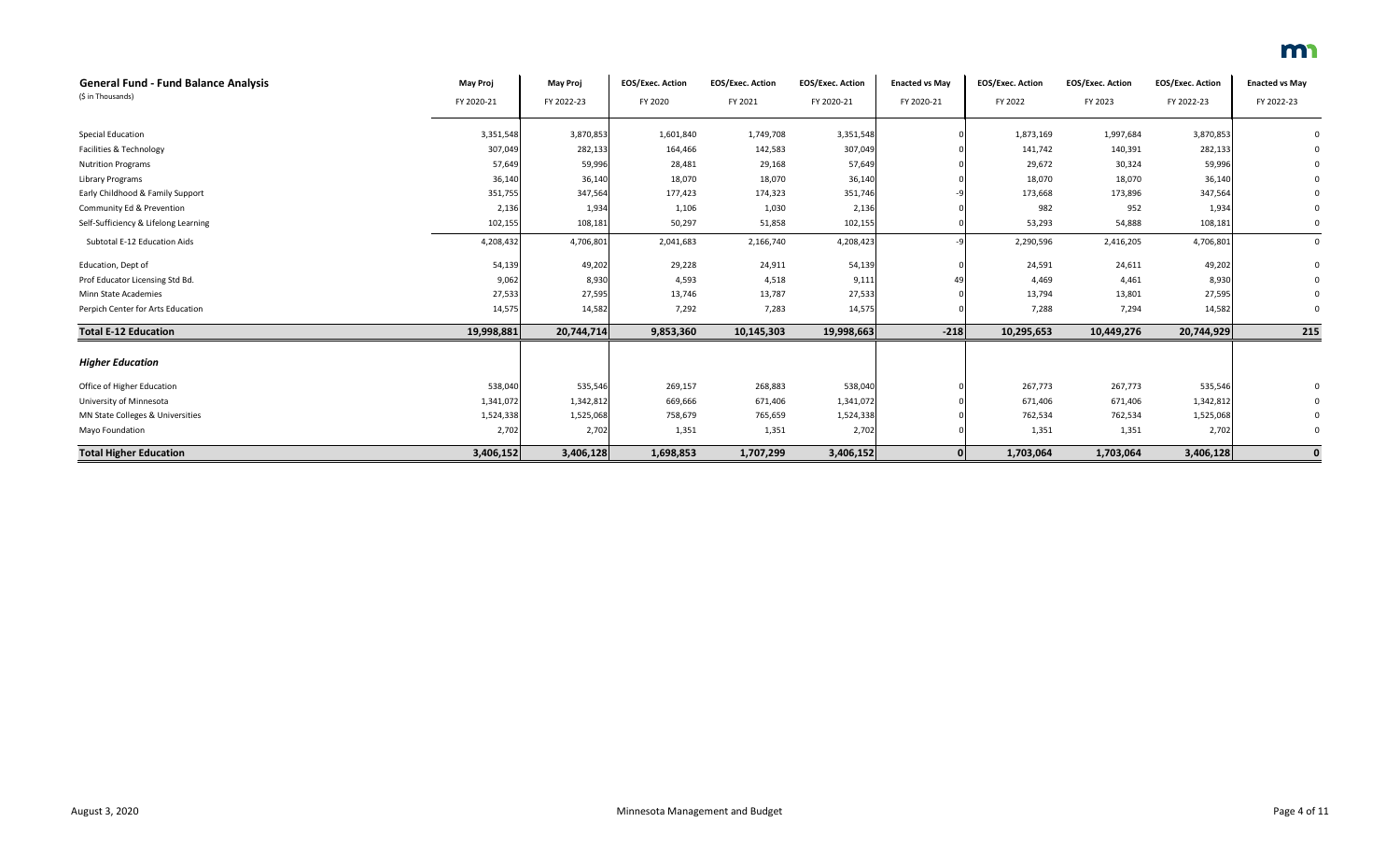| General Fund - Fund Balance Analysis (\$ in Thousands) | May Proj FY 2020-21 | May Proj FY 2022-23 | EOS/Exec. Action FY 2020 | EOS/Exec. Action FY 2021 | EOS/Exec. Action FY 2020-21 | Enacted vs May FY 2020-21 | EOS/Exec. Action FY 2022 | EOS/Exec. Action FY 2023 | EOS/Exec. Action FY 2022-23 | Enacted vs May FY 2022-23 |
|---|---|---|---|---|---|---|---|---|---|---|
| Special Education | 3,351,548 | 3,870,853 | 1,601,840 | 1,749,708 | 3,351,548 | 0 | 1,873,169 | 1,997,684 | 3,870,853 | 0 |
| Facilities & Technology | 307,049 | 282,133 | 164,466 | 142,583 | 307,049 | 0 | 141,742 | 140,391 | 282,133 | 0 |
| Nutrition Programs | 57,649 | 59,996 | 28,481 | 29,168 | 57,649 | 0 | 29,672 | 30,324 | 59,996 | 0 |
| Library Programs | 36,140 | 36,140 | 18,070 | 18,070 | 36,140 | 0 | 18,070 | 18,070 | 36,140 | 0 |
| Early Childhood & Family Support | 351,755 | 347,564 | 177,423 | 174,323 | 351,746 | -9 | 173,668 | 173,896 | 347,564 | 0 |
| Community Ed & Prevention | 2,136 | 1,934 | 1,106 | 1,030 | 2,136 | 0 | 982 | 952 | 1,934 | 0 |
| Self-Sufficiency & Lifelong Learning | 102,155 | 108,181 | 50,297 | 51,858 | 102,155 | 0 | 53,293 | 54,888 | 108,181 | 0 |
| Subtotal E-12 Education Aids | 4,208,432 | 4,706,801 | 2,041,683 | 2,166,740 | 4,208,423 | -9 | 2,290,596 | 2,416,205 | 4,706,801 | 0 |
| Education, Dept of | 54,139 | 49,202 | 29,228 | 24,911 | 54,139 | 0 | 24,591 | 24,611 | 49,202 | 0 |
| Prof Educator Licensing Std Bd. | 9,062 | 8,930 | 4,593 | 4,518 | 9,111 | 49 | 4,469 | 4,461 | 8,930 | 0 |
| Minn State Academies | 27,533 | 27,595 | 13,746 | 13,787 | 27,533 | 0 | 13,794 | 13,801 | 27,595 | 0 |
| Perpich Center for Arts Education | 14,575 | 14,582 | 7,292 | 7,283 | 14,575 | 0 | 7,288 | 7,294 | 14,582 | 0 |
| **Total E-12 Education** | **19,998,881** | **20,744,714** | **9,853,360** | **10,145,303** | **19,998,663** | **-218** | **10,295,653** | **10,449,276** | **20,744,929** | **215** |
| ***Higher Education*** | | | | | | | | | | |
| Office of Higher Education | 538,040 | 535,546 | 269,157 | 268,883 | 538,040 | 0 | 267,773 | 267,773 | 535,546 | 0 |
| University of Minnesota | 1,341,072 | 1,342,812 | 669,666 | 671,406 | 1,341,072 | 0 | 671,406 | 671,406 | 1,342,812 | 0 |
| MN State Colleges & Universities | 1,524,338 | 1,525,068 | 758,679 | 765,659 | 1,524,338 | 0 | 762,534 | 762,534 | 1,525,068 | 0 |
| Mayo Foundation | 2,702 | 2,702 | 1,351 | 1,351 | 2,702 | 0 | 1,351 | 1,351 | 2,702 | 0 |
| **Total Higher Education** | **3,406,152** | **3,406,128** | **1,698,853** | **1,707,299** | **3,406,152** | **0** | **1,703,064** | **1,703,064** | **3,406,128** | **0** |

August 3, 2020 — Minnesota Management and Budget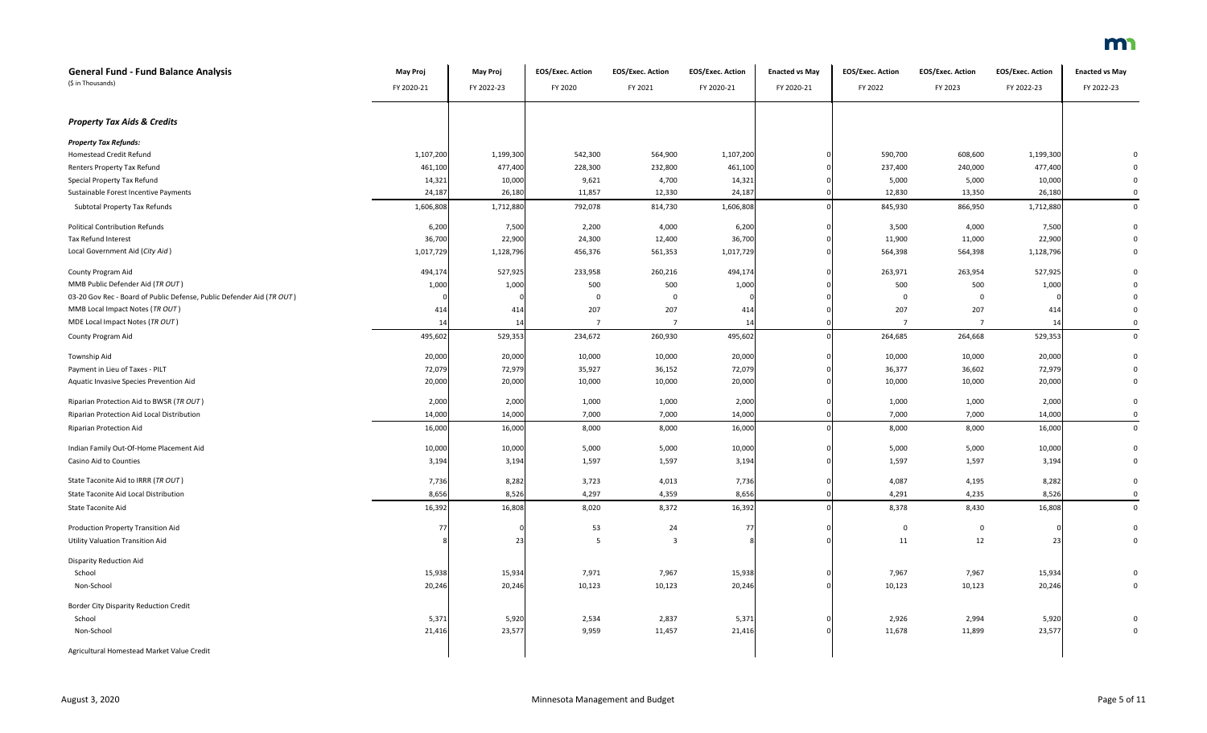| **General Fund - Fund Balance Analysis** (\$ in Thousands) | **May Proj** FY 2020-21 | **May Proj** FY 2022-23 | **EOS/Exec. Action** FY 2020 | **EOS/Exec. Action** FY 2021 | **EOS/Exec. Action** FY 2020-21 | **Enacted vs May** FY 2020-21 | **EOS/Exec. Action** FY 2022 | **EOS/Exec. Action** FY 2023 | **EOS/Exec. Action** FY 2022-23 | **Enacted vs May** FY 2022-23 |
|---|---|---|---|---|---|---|---|---|---|---|
| ***Property Tax Aids & Credits*** | | | | | | | | | | |
| ***Property Tax Refunds:*** | | | | | | | | | | |
| Homestead Credit Refund | 1,107,200 | 1,199,300 | 542,300 | 564,900 | 1,107,200 | 0 | 590,700 | 608,600 | 1,199,300 | 0 |
| Renters Property Tax Refund | 461,100 | 477,400 | 228,300 | 232,800 | 461,100 | 0 | 237,400 | 240,000 | 477,400 | 0 |
| Special Property Tax Refund | 14,321 | 10,000 | 9,621 | 4,700 | 14,321 | 0 | 5,000 | 5,000 | 10,000 | 0 |
| Sustainable Forest Incentive Payments | 24,187 | 26,180 | 11,857 | 12,330 | 24,187 | 0 | 12,830 | 13,350 | 26,180 | 0 |
| Subtotal Property Tax Refunds | 1,606,808 | 1,712,880 | 792,078 | 814,730 | 1,606,808 | 0 | 845,930 | 866,950 | 1,712,880 | 0 |
| Political Contribution Refunds | 6,200 | 7,500 | 2,200 | 4,000 | 6,200 | 0 | 3,500 | 4,000 | 7,500 | 0 |
| Tax Refund Interest | 36,700 | 22,900 | 24,300 | 12,400 | 36,700 | 0 | 11,900 | 11,000 | 22,900 | 0 |
| Local Government Aid (*City Aid*) | 1,017,729 | 1,128,796 | 456,376 | 561,353 | 1,017,729 | 0 | 564,398 | 564,398 | 1,128,796 | 0 |
| County Program Aid | 494,174 | 527,925 | 233,958 | 260,216 | 494,174 | 0 | 263,971 | 263,954 | 527,925 | 0 |
| MMB Public Defender Aid (*TR OUT*) | 1,000 | 1,000 | 500 | 500 | 1,000 | 0 | 500 | 500 | 1,000 | 0 |
| 03-20 Gov Rec - Board of Public Defense, Public Defender Aid (*TR OUT*) | 0 | 0 | 0 | 0 | 0 | 0 | 0 | 0 | 0 | 0 |
| MMB Local Impact Notes (*TR OUT*) | 414 | 414 | 207 | 207 | 414 | 0 | 207 | 207 | 414 | 0 |
| MDE Local Impact Notes (*TR OUT*) | 14 | 14 | 7 | 7 | 14 | 0 | 7 | 7 | 14 | 0 |
| County Program Aid | 495,602 | 529,353 | 234,672 | 260,930 | 495,602 | 0 | 264,685 | 264,668 | 529,353 | 0 |
| Township Aid | 20,000 | 20,000 | 10,000 | 10,000 | 20,000 | 0 | 10,000 | 10,000 | 20,000 | 0 |
| Payment in Lieu of Taxes - PILT | 72,079 | 72,979 | 35,927 | 36,152 | 72,079 | 0 | 36,377 | 36,602 | 72,979 | 0 |
| Aquatic Invasive Species Prevention Aid | 20,000 | 20,000 | 10,000 | 10,000 | 20,000 | 0 | 10,000 | 10,000 | 20,000 | 0 |
| Riparian Protection Aid to BWSR (*TR OUT*) | 2,000 | 2,000 | 1,000 | 1,000 | 2,000 | 0 | 1,000 | 1,000 | 2,000 | 0 |
| Riparian Protection Aid Local Distribution | 14,000 | 14,000 | 7,000 | 7,000 | 14,000 | 0 | 7,000 | 7,000 | 14,000 | 0 |
| Riparian Protection Aid | 16,000 | 16,000 | 8,000 | 8,000 | 16,000 | 0 | 8,000 | 8,000 | 16,000 | 0 |
| Indian Family Out-Of-Home Placement Aid | 10,000 | 10,000 | 5,000 | 5,000 | 10,000 | 0 | 5,000 | 5,000 | 10,000 | 0 |
| Casino Aid to Counties | 3,194 | 3,194 | 1,597 | 1,597 | 3,194 | 0 | 1,597 | 1,597 | 3,194 | 0 |
| State Taconite Aid to IRRR (*TR OUT*) | 7,736 | 8,282 | 3,723 | 4,013 | 7,736 | 0 | 4,087 | 4,195 | 8,282 | 0 |
| State Taconite Aid Local Distribution | 8,656 | 8,526 | 4,297 | 4,359 | 8,656 | 0 | 4,291 | 4,235 | 8,526 | 0 |
| State Taconite Aid | 16,392 | 16,808 | 8,020 | 8,372 | 16,392 | 0 | 8,378 | 8,430 | 16,808 | 0 |
| Production Property Transition Aid | 77 | 0 | 53 | 24 | 77 | 0 | 0 | 0 | 0 | 0 |
| Utility Valuation Transition Aid | 8 | 23 | 5 | 3 | 8 | 0 | 11 | 12 | 23 | 0 |
| Disparity Reduction Aid | | | | | | | | | | |
| School | 15,938 | 15,934 | 7,971 | 7,967 | 15,938 | 0 | 7,967 | 7,967 | 15,934 | 0 |
| Non-School | 20,246 | 20,246 | 10,123 | 10,123 | 20,246 | 0 | 10,123 | 10,123 | 20,246 | 0 |
| Border City Disparity Reduction Credit | | | | | | | | | | |
| School | 5,371 | 5,920 | 2,534 | 2,837 | 5,371 | 0 | 2,926 | 2,994 | 5,920 | 0 |
| Non-School | 21,416 | 23,577 | 9,959 | 11,457 | 21,416 | 0 | 11,678 | 11,899 | 23,577 | 0 |
| Agricultural Homestead Market Value Credit | | | | | | | | | | |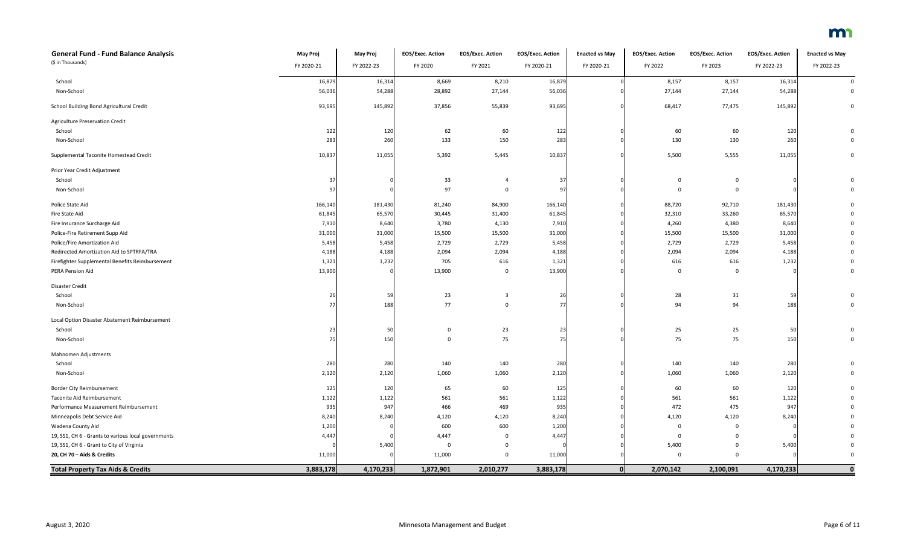| **General Fund - Fund Balance Analysis** | **May Proj** | **May Proj** | **EOS/Exec. Action** | **EOS/Exec. Action** | **EOS/Exec. Action** | **Enacted vs May** | **EOS/Exec. Action** | **EOS/Exec. Action** | **EOS/Exec. Action** | **Enacted vs May** |
|---|---|---|---|---|---|---|---|---|---|---|
| ($ in Thousands) | FY 2020-21 | FY 2022-23 | FY 2020 | FY 2021 | FY 2020-21 | FY 2020-21 | FY 2022 | FY 2023 | FY 2022-23 | FY 2022-23 |
| School | 16,879 | 16,314 | 8,669 | 8,210 | 16,879 | 0 | 8,157 | 8,157 | 16,314 | 0 |
| Non-School | 56,036 | 54,288 | 28,892 | 27,144 | 56,036 | 0 | 27,144 | 27,144 | 54,288 | 0 |
| School Building Bond Agricultural Credit | 93,695 | 145,892 | 37,856 | 55,839 | 93,695 | 0 | 68,417 | 77,475 | 145,892 | 0 |
| Agriculture Preservation Credit | | | | | | | | | | |
| School | 122 | 120 | 62 | 60 | 122 | 0 | 60 | 60 | 120 | 0 |
| Non-School | 283 | 260 | 133 | 150 | 283 | 0 | 130 | 130 | 260 | 0 |
| Supplemental Taconite Homestead Credit | 10,837 | 11,055 | 5,392 | 5,445 | 10,837 | 0 | 5,500 | 5,555 | 11,055 | 0 |
| Prior Year Credit Adjustment | | | | | | | | | | |
| School | 37 | 0 | 33 | 4 | 37 | 0 | 0 | 0 | 0 | 0 |
| Non-School | 97 | 0 | 97 | 0 | 97 | 0 | 0 | 0 | 0 | 0 |
| Police State Aid | 166,140 | 181,430 | 81,240 | 84,900 | 166,140 | 0 | 88,720 | 92,710 | 181,430 | 0 |
| Fire State Aid | 61,845 | 65,570 | 30,445 | 31,400 | 61,845 | 0 | 32,310 | 33,260 | 65,570 | 0 |
| Fire Insurance Surcharge Aid | 7,910 | 8,640 | 3,780 | 4,130 | 7,910 | 0 | 4,260 | 4,380 | 8,640 | 0 |
| Police-Fire Retirement Supp Aid | 31,000 | 31,000 | 15,500 | 15,500 | 31,000 | 0 | 15,500 | 15,500 | 31,000 | 0 |
| Police/Fire Amortization Aid | 5,458 | 5,458 | 2,729 | 2,729 | 5,458 | 0 | 2,729 | 2,729 | 5,458 | 0 |
| Redirected Amortization Aid to SPTRFA/TRA | 4,188 | 4,188 | 2,094 | 2,094 | 4,188 | 0 | 2,094 | 2,094 | 4,188 | 0 |
| Firefighter Supplemental Benefits Reimbursement | 1,321 | 1,232 | 705 | 616 | 1,321 | 0 | 616 | 616 | 1,232 | 0 |
| PERA Pension Aid | 13,900 | 0 | 13,900 | 0 | 13,900 | 0 | 0 | 0 | 0 | 0 |
| Disaster Credit | | | | | | | | | | |
| School | 26 | 59 | 23 | 3 | 26 | 0 | 28 | 31 | 59 | 0 |
| Non-School | 77 | 188 | 77 | 0 | 77 | 0 | 94 | 94 | 188 | 0 |
| Local Option Disaster Abatement Reimbursement | | | | | | | | | | |
| School | 23 | 50 | 0 | 23 | 23 | 0 | 25 | 25 | 50 | 0 |
| Non-School | 75 | 150 | 0 | 75 | 75 | 0 | 75 | 75 | 150 | 0 |
| Mahnomen Adjustments | | | | | | | | | | |
| School | 280 | 280 | 140 | 140 | 280 | 0 | 140 | 140 | 280 | 0 |
| Non-School | 2,120 | 2,120 | 1,060 | 1,060 | 2,120 | 0 | 1,060 | 1,060 | 2,120 | 0 |
| Border City Reimbursement | 125 | 120 | 65 | 60 | 125 | 0 | 60 | 60 | 120 | 0 |
| Taconite Aid Reimbursement | 1,122 | 1,122 | 561 | 561 | 1,122 | 0 | 561 | 561 | 1,122 | 0 |
| Performance Measurement Reimbursement | 935 | 947 | 466 | 469 | 935 | 0 | 472 | 475 | 947 | 0 |
| Minneapolis Debt Service Aid | 8,240 | 8,240 | 4,120 | 4,120 | 8,240 | 0 | 4,120 | 4,120 | 8,240 | 0 |
| Wadena County Aid | 1,200 | 0 | 600 | 600 | 1,200 | 0 | 0 | 0 | 0 | 0 |
| 19, SS1, CH 6 - Grants to various local governments | 4,447 | 0 | 4,447 | 0 | 4,447 | 0 | 0 | 0 | 0 | 0 |
| 19, SS1, CH 6 - Grant to City of Virginia | 0 | 5,400 | 0 | 0 | 0 | 0 | 5,400 | 0 | 5,400 | 0 |
| **20, CH 70 – Aids & Credits** | 11,000 | 0 | 11,000 | 0 | 11,000 | 0 | 0 | 0 | 0 | 0 |
| **Total Property Tax Aids & Credits** | **3,883,178** | **4,170,233** | **1,872,901** | **2,010,277** | **3,883,178** | **0** | **2,070,142** | **2,100,091** | **4,170,233** | **0** |

August 3, 2020 — Minnesota Management and Budget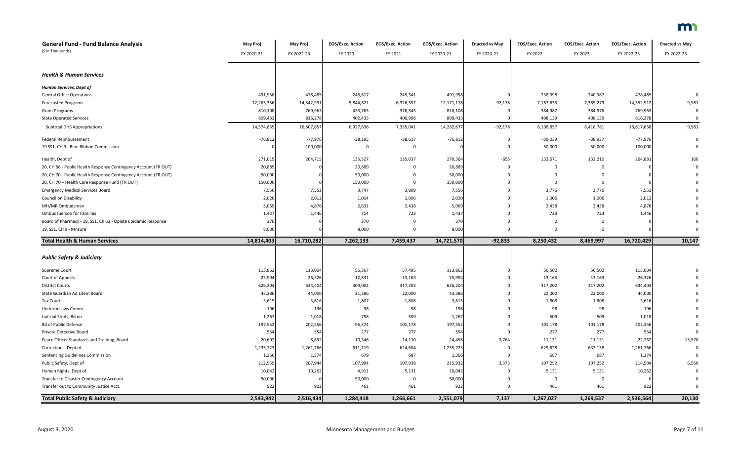| General Fund - Fund Balance Analysis<br>($ in Thousands) | May Proj<br>FY 2020-21 | May Proj<br>FY 2022-23 | EOS/Exec. Action<br>FY 2020 | EOS/Exec. Action<br>FY 2021 | EOS/Exec. Action<br>FY 2020-21 | Enacted vs May<br>FY 2020-21 | EOS/Exec. Action<br>FY 2022 | EOS/Exec. Action<br>FY 2023 | EOS/Exec. Action<br>FY 2022-23 | Enacted vs May<br>FY 2022-23 |
|---|---|---|---|---|---|---|---|---|---|---|
| ***Health & Human Services*** | | | | | | | | | | |
| ***Human Services, Dept of*** | | | | | | | | | | |
| Central Office Operations | 491,958 | 478,485 | 246,617 | 245,341 | 491,958 | 0 | 238,098 | 240,387 | 478,485 | 0 |
| Forecasted Programs | 12,263,356 | 14,542,931 | 5,844,821 | 6,326,357 | 12,171,178 | -92,178 | 7,167,633 | 7,385,279 | 14,552,912 | 9,981 |
| Grant Programs | 810,108 | 769,963 | 433,763 | 376,345 | 810,108 | 0 | 384,987 | 384,976 | 769,963 | 0 |
| State Operated Services | 809,433 | 816,278 | 402,435 | 406,998 | 809,433 | 0 | 408,139 | 408,139 | 816,278 | 0 |
| Subtotal DHS Appropriations | 14,374,855 | 16,607,657 | 6,927,636 | 7,355,041 | 14,282,677 | -92,178 | 8,198,857 | 8,418,781 | 16,617,638 | 9,981 |
| Federal Reimbursement | -76,812 | -77,976 | -38,195 | -38,617 | -76,812 | 0 | -39,039 | -38,937 | -77,976 | 0 |
| 19 SS1, CH 9 - Blue Ribbon Commission | 0 | -100,000 | 0 | 0 | 0 | 0 | -50,000 | -50,000 | -100,000 | 0 |
| Health, Dept of | 271,019 | 264,715 | 135,327 | 135,037 | 270,364 | -655 | 132,671 | 132,210 | 264,881 | 166 |
| 20, CH 66 - Public Health Response Contingency Account (TR OUT) | 20,889 | 0 | 20,889 | 0 | 20,889 | 0 | 0 | 0 | 0 | 0 |
| 20, CH 70 - Public Health Response Contingency Account (TR OUT) | 50,000 | 0 | 50,000 | 0 | 50,000 | 0 | 0 | 0 | 0 | 0 |
| 20, CH 70 – Health Care Response Fund (TR OUT) | 150,000 | 0 | 150,000 | 0 | 150,000 | 0 | 0 | 0 | 0 | 0 |
| Emergency Medical Services Board | 7,556 | 7,552 | 3,747 | 3,809 | 7,556 | 0 | 3,776 | 3,776 | 7,552 | 0 |
| Council on Disability | 2,020 | 2,012 | 1,014 | 1,006 | 2,020 | 0 | 1,006 | 1,006 | 2,012 | 0 |
| MH/MR Ombudsman | 5,069 | 4,876 | 2,631 | 2,438 | 5,069 | 0 | 2,438 | 2,438 | 4,876 | 0 |
| Ombudsperson for Families | 1,437 | 1,446 | 714 | 723 | 1,437 | 0 | 723 | 723 | 1,446 | 0 |
| Board of Pharmacy - 19, SS1, Ch 63 - Opiate Epidemic Response | 370 | 0 | 370 | 0 | 370 | 0 | 0 | 0 | 0 | 0 |
| 19, SS1, CH 9 - Mnsure | 8,000 | 0 | 8,000 | 0 | 8,000 | 0 | 0 | 0 | 0 | 0 |
| **Total Health & Human Services** | **14,814,403** | **16,710,282** | **7,262,133** | **7,459,437** | **14,721,570** | **-92,833** | **8,250,432** | **8,469,997** | **16,720,429** | **10,147** |
| ***Public Safety & Judiciary*** | | | | | | | | | | |
| Supreme Court | 113,862 | 113,004 | 56,367 | 57,495 | 113,862 | 0 | 56,502 | 56,502 | 113,004 | 0 |
| Court of Appeals | 25,994 | 26,326 | 12,831 | 13,163 | 25,994 | 0 | 13,163 | 13,163 | 26,326 | 0 |
| District Courts | 626,204 | 634,404 | 309,002 | 317,202 | 626,204 | 0 | 317,202 | 317,202 | 634,404 | 0 |
| State Guardian Ad Litem Board | 43,386 | 44,000 | 21,386 | 22,000 | 43,386 | 0 | 22,000 | 22,000 | 44,000 | 0 |
| Tax Court | 3,615 | 3,616 | 1,807 | 1,808 | 3,615 | 0 | 1,808 | 1,808 | 3,616 | 0 |
| Uniform Laws Comm | 196 | 196 | 98 | 98 | 196 | 0 | 98 | 98 | 196 | 0 |
| Judicial Stnds, Bd on | 1,267 | 1,018 | 758 | 509 | 1,267 | 0 | 509 | 509 | 1,018 | 0 |
| Bd of Public Defense | 197,552 | 202,356 | 96,374 | 101,178 | 197,552 | 0 | 101,178 | 101,178 | 202,356 | 0 |
| Private Detective Board | 554 | 554 | 277 | 277 | 554 | 0 | 277 | 277 | 554 | 0 |
| Peace Officer Standards and Training, Board | 20,692 | 8,692 | 10,346 | 14,110 | 24,456 | 3,764 | 11,131 | 11,131 | 22,262 | 13,570 |
| Corrections, Dept of | 1,235,723 | 1,261,766 | 611,119 | 624,604 | 1,235,723 | 0 | 629,628 | 632,138 | 1,261,766 | 0 |
| Sentencing Guidelines Commission | 1,366 | 1,374 | 679 | 687 | 1,366 | 0 | 687 | 687 | 1,374 | 0 |
| Public Safety, Dept of | 212,559 | 207,944 | 107,994 | 107,938 | 215,932 | 3,373 | 107,252 | 107,252 | 214,504 | 6,560 |
| Human Rights, Dept of | 10,042 | 10,262 | 4,911 | 5,131 | 10,042 | 0 | 5,131 | 5,131 | 10,262 | 0 |
| Transfer to Disaster Contingency Account | 50,000 | 0 | 50,000 | 0 | 50,000 | 0 | 0 | 0 | 0 | 0 |
| Transfer out to Community Justice Acct. | 922 | 922 | 461 | 461 | 922 | 0 | 461 | 461 | 922 | 0 |
| **Total Public Safety & Judiciary** | **2,543,942** | **2,516,434** | **1,284,418** | **1,266,661** | **2,551,079** | **7,137** | **1,267,027** | **1,269,537** | **2,536,564** | **20,130** |

August 3, 2020 — Minnesota Management and Budget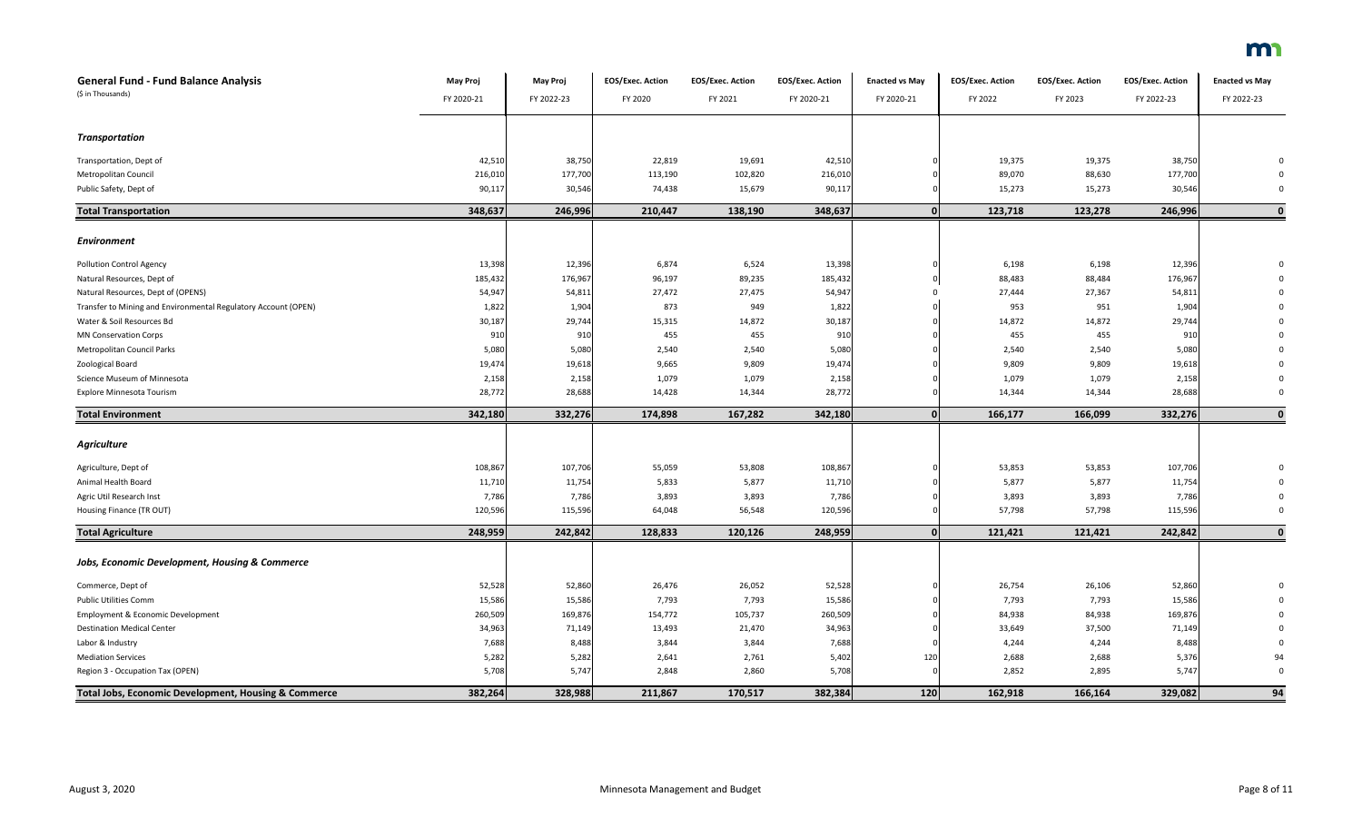| General Fund - Fund Balance Analysis<br>($ in Thousands) | May Proj<br>FY 2020-21 | May Proj<br>FY 2022-23 | EOS/Exec. Action<br>FY 2020 | EOS/Exec. Action<br>FY 2021 | EOS/Exec. Action<br>FY 2020-21 | Enacted vs May<br>FY 2020-21 | EOS/Exec. Action<br>FY 2022 | EOS/Exec. Action<br>FY 2023 | EOS/Exec. Action<br>FY 2022-23 | Enacted vs May<br>FY 2022-23 |
|---|---|---|---|---|---|---|---|---|---|---|
| ***Transportation*** | | | | | | | | | | |
| Transportation, Dept of | 42,510 | 38,750 | 22,819 | 19,691 | 42,510 | 0 | 19,375 | 19,375 | 38,750 | 0 |
| Metropolitan Council | 216,010 | 177,700 | 113,190 | 102,820 | 216,010 | 0 | 89,070 | 88,630 | 177,700 | 0 |
| Public Safety, Dept of | 90,117 | 30,546 | 74,438 | 15,679 | 90,117 | 0 | 15,273 | 15,273 | 30,546 | 0 |
| **Total Transportation** | **348,637** | **246,996** | **210,447** | **138,190** | **348,637** | **0** | **123,718** | **123,278** | **246,996** | **0** |
| ***Environment*** | | | | | | | | | | |
| Pollution Control Agency | 13,398 | 12,396 | 6,874 | 6,524 | 13,398 | 0 | 6,198 | 6,198 | 12,396 | 0 |
| Natural Resources, Dept of | 185,432 | 176,967 | 96,197 | 89,235 | 185,432 | 0 | 88,483 | 88,484 | 176,967 | 0 |
| Natural Resources, Dept of (OPENS) | 54,947 | 54,811 | 27,472 | 27,475 | 54,947 | 0 | 27,444 | 27,367 | 54,811 | 0 |
| Transfer to Mining and Environmental Regulatory Account (OPEN) | 1,822 | 1,904 | 873 | 949 | 1,822 | 0 | 953 | 951 | 1,904 | 0 |
| Water & Soil Resources Bd | 30,187 | 29,744 | 15,315 | 14,872 | 30,187 | 0 | 14,872 | 14,872 | 29,744 | 0 |
| MN Conservation Corps | 910 | 910 | 455 | 455 | 910 | 0 | 455 | 455 | 910 | 0 |
| Metropolitan Council Parks | 5,080 | 5,080 | 2,540 | 2,540 | 5,080 | 0 | 2,540 | 2,540 | 5,080 | 0 |
| Zoological Board | 19,474 | 19,618 | 9,665 | 9,809 | 19,474 | 0 | 9,809 | 9,809 | 19,618 | 0 |
| Science Museum of Minnesota | 2,158 | 2,158 | 1,079 | 1,079 | 2,158 | 0 | 1,079 | 1,079 | 2,158 | 0 |
| Explore Minnesota Tourism | 28,772 | 28,688 | 14,428 | 14,344 | 28,772 | 0 | 14,344 | 14,344 | 28,688 | 0 |
| **Total Environment** | **342,180** | **332,276** | **174,898** | **167,282** | **342,180** | **0** | **166,177** | **166,099** | **332,276** | **0** |
| ***Agriculture*** | | | | | | | | | | |
| Agriculture, Dept of | 108,867 | 107,706 | 55,059 | 53,808 | 108,867 | 0 | 53,853 | 53,853 | 107,706 | 0 |
| Animal Health Board | 11,710 | 11,754 | 5,833 | 5,877 | 11,710 | 0 | 5,877 | 5,877 | 11,754 | 0 |
| Agric Util Research Inst | 7,786 | 7,786 | 3,893 | 3,893 | 7,786 | 0 | 3,893 | 3,893 | 7,786 | 0 |
| Housing Finance (TR OUT) | 120,596 | 115,596 | 64,048 | 56,548 | 120,596 | 0 | 57,798 | 57,798 | 115,596 | 0 |
| **Total Agriculture** | **248,959** | **242,842** | **128,833** | **120,126** | **248,959** | **0** | **121,421** | **121,421** | **242,842** | **0** |
| ***Jobs, Economic Development, Housing & Commerce*** | | | | | | | | | | |
| Commerce, Dept of | 52,528 | 52,860 | 26,476 | 26,052 | 52,528 | 0 | 26,754 | 26,106 | 52,860 | 0 |
| Public Utilities Comm | 15,586 | 15,586 | 7,793 | 7,793 | 15,586 | 0 | 7,793 | 7,793 | 15,586 | 0 |
| Employment & Economic Development | 260,509 | 169,876 | 154,772 | 105,737 | 260,509 | 0 | 84,938 | 84,938 | 169,876 | 0 |
| Destination Medical Center | 34,963 | 71,149 | 13,493 | 21,470 | 34,963 | 0 | 33,649 | 37,500 | 71,149 | 0 |
| Labor & Industry | 7,688 | 8,488 | 3,844 | 3,844 | 7,688 | 0 | 4,244 | 4,244 | 8,488 | 0 |
| Mediation Services | 5,282 | 5,282 | 2,641 | 2,761 | 5,402 | 120 | 2,688 | 2,688 | 5,376 | 94 |
| Region 3 - Occupation Tax (OPEN) | 5,708 | 5,747 | 2,848 | 2,860 | 5,708 | 0 | 2,852 | 2,895 | 5,747 | 0 |
| **Total Jobs, Economic Development, Housing & Commerce** | **382,264** | **328,988** | **211,867** | **170,517** | **382,384** | **120** | **162,918** | **166,164** | **329,082** | **94** |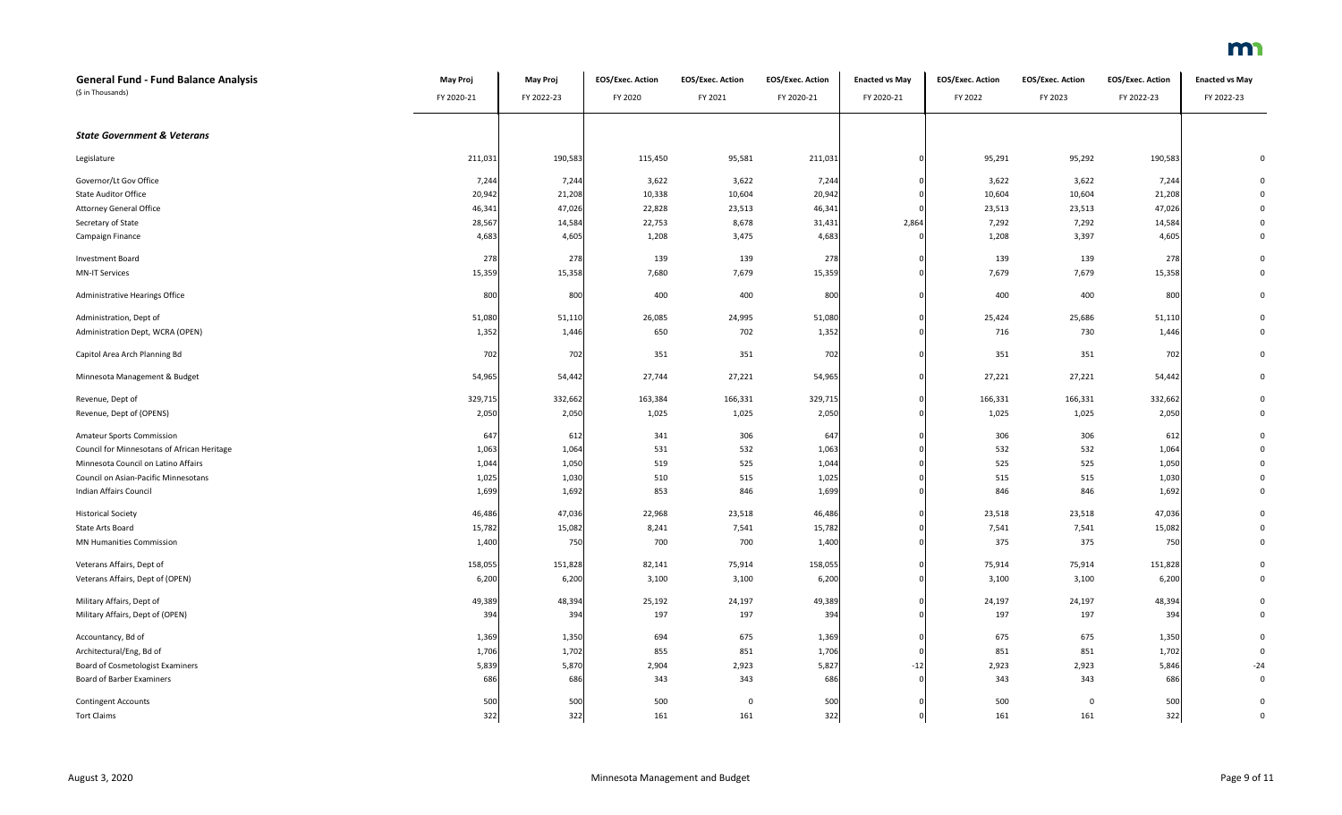| **General Fund - Fund Balance Analysis** (\$ in Thousands) | **May Proj** FY 2020-21 | **May Proj** FY 2022-23 | **EOS/Exec. Action** FY 2020 | **EOS/Exec. Action** FY 2021 | **EOS/Exec. Action** FY 2020-21 | **Enacted vs May** FY 2020-21 | **EOS/Exec. Action** FY 2022 | **EOS/Exec. Action** FY 2023 | **EOS/Exec. Action** FY 2022-23 | **Enacted vs May** FY 2022-23 |
|---|---|---|---|---|---|---|---|---|---|---|
| ***State Government & Veterans*** | | | | | | | | | | |
| Legislature | 211,031 | 190,583 | 115,450 | 95,581 | 211,031 | 0 | 95,291 | 95,292 | 190,583 | 0 |
| Governor/Lt Gov Office | 7,244 | 7,244 | 3,622 | 3,622 | 7,244 | 0 | 3,622 | 3,622 | 7,244 | 0 |
| State Auditor Office | 20,942 | 21,208 | 10,338 | 10,604 | 20,942 | 0 | 10,604 | 10,604 | 21,208 | 0 |
| Attorney General Office | 46,341 | 47,026 | 22,828 | 23,513 | 46,341 | 0 | 23,513 | 23,513 | 47,026 | 0 |
| Secretary of State | 28,567 | 14,584 | 22,753 | 8,678 | 31,431 | 2,864 | 7,292 | 7,292 | 14,584 | 0 |
| Campaign Finance | 4,683 | 4,605 | 1,208 | 3,475 | 4,683 | 0 | 1,208 | 3,397 | 4,605 | 0 |
| Investment Board | 278 | 278 | 139 | 139 | 278 | 0 | 139 | 139 | 278 | 0 |
| MN-IT Services | 15,359 | 15,358 | 7,680 | 7,679 | 15,359 | 0 | 7,679 | 7,679 | 15,358 | 0 |
| Administrative Hearings Office | 800 | 800 | 400 | 400 | 800 | 0 | 400 | 400 | 800 | 0 |
| Administration, Dept of | 51,080 | 51,110 | 26,085 | 24,995 | 51,080 | 0 | 25,424 | 25,686 | 51,110 | 0 |
| Administration Dept, WCRA (OPEN) | 1,352 | 1,446 | 650 | 702 | 1,352 | 0 | 716 | 730 | 1,446 | 0 |
| Capitol Area Arch Planning Bd | 702 | 702 | 351 | 351 | 702 | 0 | 351 | 351 | 702 | 0 |
| Minnesota Management & Budget | 54,965 | 54,442 | 27,744 | 27,221 | 54,965 | 0 | 27,221 | 27,221 | 54,442 | 0 |
| Revenue, Dept of | 329,715 | 332,662 | 163,384 | 166,331 | 329,715 | 0 | 166,331 | 166,331 | 332,662 | 0 |
| Revenue, Dept of (OPENS) | 2,050 | 2,050 | 1,025 | 1,025 | 2,050 | 0 | 1,025 | 1,025 | 2,050 | 0 |
| Amateur Sports Commission | 647 | 612 | 341 | 306 | 647 | 0 | 306 | 306 | 612 | 0 |
| Council for Minnesotans of African Heritage | 1,063 | 1,064 | 531 | 532 | 1,063 | 0 | 532 | 532 | 1,064 | 0 |
| Minnesota Council on Latino Affairs | 1,044 | 1,050 | 519 | 525 | 1,044 | 0 | 525 | 525 | 1,050 | 0 |
| Council on Asian-Pacific Minnesotans | 1,025 | 1,030 | 510 | 515 | 1,025 | 0 | 515 | 515 | 1,030 | 0 |
| Indian Affairs Council | 1,699 | 1,692 | 853 | 846 | 1,699 | 0 | 846 | 846 | 1,692 | 0 |
| Historical Society | 46,486 | 47,036 | 22,968 | 23,518 | 46,486 | 0 | 23,518 | 23,518 | 47,036 | 0 |
| State Arts Board | 15,782 | 15,082 | 8,241 | 7,541 | 15,782 | 0 | 7,541 | 7,541 | 15,082 | 0 |
| MN Humanities Commission | 1,400 | 750 | 700 | 700 | 1,400 | 0 | 375 | 375 | 750 | 0 |
| Veterans Affairs, Dept of | 158,055 | 151,828 | 82,141 | 75,914 | 158,055 | 0 | 75,914 | 75,914 | 151,828 | 0 |
| Veterans Affairs, Dept of (OPEN) | 6,200 | 6,200 | 3,100 | 3,100 | 6,200 | 0 | 3,100 | 3,100 | 6,200 | 0 |
| Military Affairs, Dept of | 49,389 | 48,394 | 25,192 | 24,197 | 49,389 | 0 | 24,197 | 24,197 | 48,394 | 0 |
| Military Affairs, Dept of (OPEN) | 394 | 394 | 197 | 197 | 394 | 0 | 197 | 197 | 394 | 0 |
| Accountancy, Bd of | 1,369 | 1,350 | 694 | 675 | 1,369 | 0 | 675 | 675 | 1,350 | 0 |
| Architectural/Eng, Bd of | 1,706 | 1,702 | 855 | 851 | 1,706 | 0 | 851 | 851 | 1,702 | 0 |
| Board of Cosmetologist Examiners | 5,839 | 5,870 | 2,904 | 2,923 | 5,827 | -12 | 2,923 | 2,923 | 5,846 | -24 |
| Board of Barber Examiners | 686 | 686 | 343 | 343 | 686 | 0 | 343 | 343 | 686 | 0 |
| Contingent Accounts | 500 | 500 | 500 | 0 | 500 | 0 | 500 | 0 | 500 | 0 |
| Tort Claims | 322 | 322 | 161 | 161 | 322 | 0 | 161 | 161 | 322 | 0 |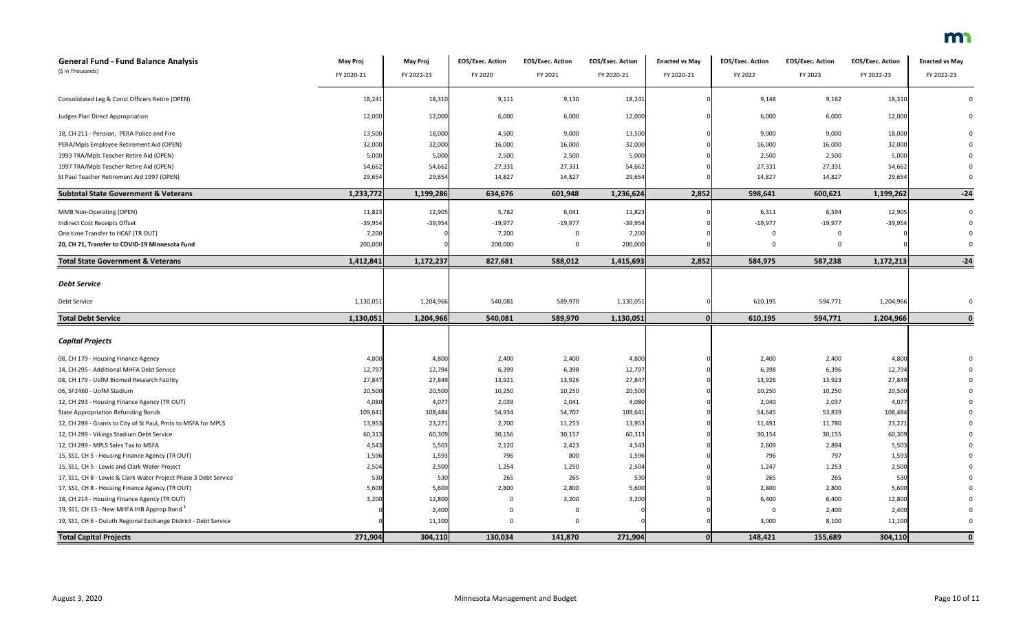| **General Fund - Fund Balance Analysis** (\$ in Thousands) | **May Proj** FY 2020-21 | **May Proj** FY 2022-23 | **EOS/Exec. Action** FY 2020 | **EOS/Exec. Action** FY 2021 | **EOS/Exec. Action** FY 2020-21 | **Enacted vs May** FY 2020-21 | **EOS/Exec. Action** FY 2022 | **EOS/Exec. Action** FY 2023 | **EOS/Exec. Action** FY 2022-23 | **Enacted vs May** FY 2022-23 |
|---|---|---|---|---|---|---|---|---|---|---|
| Consolidated Leg & Const Officers Retire (OPEN) | 18,241 | 18,310 | 9,111 | 9,130 | 18,241 | 0 | 9,148 | 9,162 | 18,310 | 0 |
| Judges Plan Direct Appropriation | 12,000 | 12,000 | 6,000 | 6,000 | 12,000 | 0 | 6,000 | 6,000 | 12,000 | 0 |
| 18, CH 211 - Pension, PERA Police and Fire | 13,500 | 18,000 | 4,500 | 9,000 | 13,500 | 0 | 9,000 | 9,000 | 18,000 | 0 |
| PERA/Mpls Employee Retirement Aid (OPEN) | 32,000 | 32,000 | 16,000 | 16,000 | 32,000 | 0 | 16,000 | 16,000 | 32,000 | 0 |
| 1993 TRA/Mpls Teacher Retire Aid (OPEN) | 5,000 | 5,000 | 2,500 | 2,500 | 5,000 | 0 | 2,500 | 2,500 | 5,000 | 0 |
| 1997 TRA/Mpls Teacher Retire Aid (OPEN) | 54,662 | 54,662 | 27,331 | 27,331 | 54,662 | 0 | 27,331 | 27,331 | 54,662 | 0 |
| St Paul Teacher Retirement Aid 1997 (OPEN) | 29,654 | 29,654 | 14,827 | 14,827 | 29,654 | 0 | 14,827 | 14,827 | 29,654 | 0 |
| **Subtotal State Government & Veterans** | **1,233,772** | **1,199,286** | **634,676** | **601,948** | **1,236,624** | **2,852** | **598,641** | **600,621** | **1,199,262** | **-24** |
| MMB Non-Operating (OPEN) | 11,823 | 12,905 | 5,782 | 6,041 | 11,823 | 0 | 6,311 | 6,594 | 12,905 | 0 |
| Indirect Cost Receipts Offset | -39,954 | -39,954 | -19,977 | -19,977 | -39,954 | 0 | -19,977 | -19,977 | -39,954 | 0 |
| One time Transfer to HCAF (TR OUT) | 7,200 | 0 | 7,200 | 0 | 7,200 | 0 | 0 | 0 | 0 | 0 |
| **20, CH 71, Transfer to COVID-19 Minnesota Fund** | 200,000 | 0 | 200,000 | 0 | 200,000 | 0 | 0 | 0 | 0 | 0 |
| **Total State Government & Veterans** | **1,412,841** | **1,172,237** | **827,681** | **588,012** | **1,415,693** | **2,852** | **584,975** | **587,238** | **1,172,213** | **-24** |
| ***Debt Service*** | | | | | | | | | | |
| Debt Service | 1,130,051 | 1,204,966 | 540,081 | 589,970 | 1,130,051 | 0 | 610,195 | 594,771 | 1,204,966 | 0 |
| **Total Debt Service** | **1,130,051** | **1,204,966** | **540,081** | **589,970** | **1,130,051** | **0** | **610,195** | **594,771** | **1,204,966** | **0** |
| ***Capital Projects*** | | | | | | | | | | |
| 08, CH 179 - Housing Finance Agency | 4,800 | 4,800 | 2,400 | 2,400 | 4,800 | 0 | 2,400 | 2,400 | 4,800 | 0 |
| 14, CH 295 - Additional MHFA Debt Service | 12,797 | 12,794 | 6,399 | 6,398 | 12,797 | 0 | 6,398 | 6,396 | 12,794 | 0 |
| 08, CH 179 - UofM Biomed Research Facility | 27,847 | 27,849 | 13,921 | 13,926 | 27,847 | 0 | 13,926 | 13,923 | 27,849 | 0 |
| 06, SF2460 - UofM Stadium | 20,500 | 20,500 | 10,250 | 10,250 | 20,500 | 0 | 10,250 | 10,250 | 20,500 | 0 |
| 12, CH 293 - Housing Finance Agency (TR OUT) | 4,080 | 4,077 | 2,039 | 2,041 | 4,080 | 0 | 2,040 | 2,037 | 4,077 | 0 |
| State Appropriation Refunding Bonds | 109,641 | 108,484 | 54,934 | 54,707 | 109,641 | 0 | 54,645 | 53,839 | 108,484 | 0 |
| 12, CH 299 - Grants to City of St Paul, Pmts to MSFA for MPLS | 13,953 | 23,271 | 2,700 | 11,253 | 13,953 | 0 | 11,491 | 11,780 | 23,271 | 0 |
| 12, CH 299 - Vikings Stadium Debt Service | 60,313 | 60,309 | 30,156 | 30,157 | 60,313 | 0 | 30,154 | 30,155 | 60,309 | 0 |
| 12, CH 299 - MPLS Sales Tax to MSFA | 4,543 | 5,503 | 2,120 | 2,423 | 4,543 | 0 | 2,609 | 2,894 | 5,503 | 0 |
| 15, SS1, CH 5 - Housing Finance Agency (TR OUT) | 1,596 | 1,593 | 796 | 800 | 1,596 | 0 | 796 | 797 | 1,593 | 0 |
| 15, SS1, CH 5 - Lewis and Clark Water Project | 2,504 | 2,500 | 1,254 | 1,250 | 2,504 | 0 | 1,247 | 1,253 | 2,500 | 0 |
| 17, SS1, CH 8 - Lewis & Clark Water Project Phase 3 Debt Service | 530 | 530 | 265 | 265 | 530 | 0 | 265 | 265 | 530 | 0 |
| 17, SS1, CH 8 - Housing Finance Agency (TR OUT) | 5,600 | 5,600 | 2,800 | 2,800 | 5,600 | 0 | 2,800 | 2,800 | 5,600 | 0 |
| 18, CH 214 - Housing Finance Agency (TR OUT) | 3,200 | 12,800 | 0 | 3,200 | 3,200 | 0 | 6,400 | 6,400 | 12,800 | 0 |
| 19, SS1, CH 13 - New MHFA HIB Approp Bond [1] | 0 | 2,400 | 0 | 0 | 0 | 0 | 0 | 2,400 | 2,400 | 0 |
| 19, SS1, CH 6 - Duluth Regional Exchange District - Debt Service | 0 | 11,100 | 0 | 0 | 0 | 0 | 3,000 | 8,100 | 11,100 | 0 |
| **Total Capital Projects** | **271,904** | **304,110** | **130,034** | **141,870** | **271,904** | **0** | **148,421** | **155,689** | **304,110** | **0** |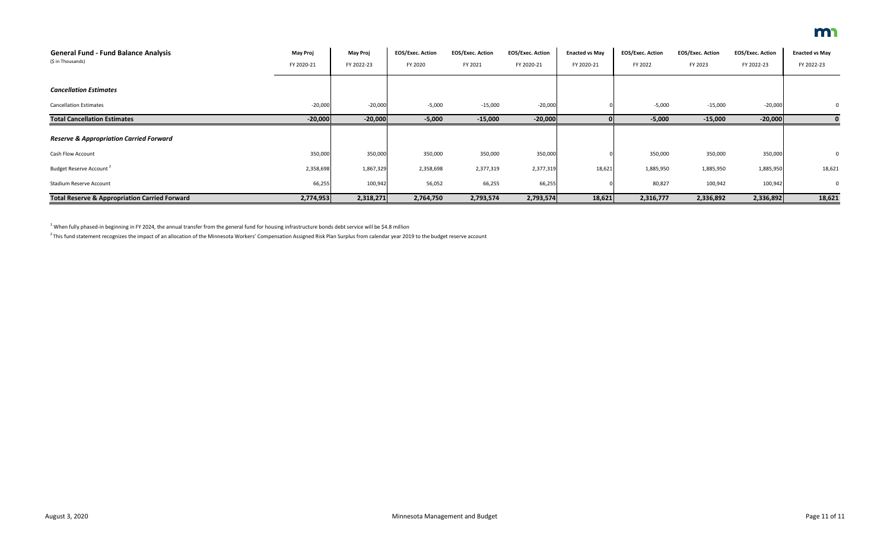| General Fund - Fund Balance Analysis<br>($ in Thousands) | May Proj<br>FY 2020-21 | May Proj<br>FY 2022-23 | EOS/Exec. Action<br>FY 2020 | EOS/Exec. Action<br>FY 2021 | EOS/Exec. Action<br>FY 2020-21 | Enacted vs May<br>FY 2020-21 | EOS/Exec. Action<br>FY 2022 | EOS/Exec. Action<br>FY 2023 | EOS/Exec. Action<br>FY 2022-23 | Enacted vs May<br>FY 2022-23 |
|---|---|---|---|---|---|---|---|---|---|---|
| ***Cancellation Estimates*** | | | | | | | | | | |
| Cancellation Estimates | -20,000 | -20,000 | -5,000 | -15,000 | -20,000 | 0 | -5,000 | -15,000 | -20,000 | 0 |
| **Total Cancellation Estimates** | **-20,000** | **-20,000** | **-5,000** | **-15,000** | **-20,000** | **0** | **-5,000** | **-15,000** | **-20,000** | **0** |
| ***Reserve & Appropriation Carried Forward*** | | | | | | | | | | |
| Cash Flow Account | 350,000 | 350,000 | 350,000 | 350,000 | 350,000 | 0 | 350,000 | 350,000 | 350,000 | 0 |
| Budget Reserve Account [2] | 2,358,698 | 1,867,329 | 2,358,698 | 2,377,319 | 2,377,319 | 18,621 | 1,885,950 | 1,885,950 | 1,885,950 | 18,621 |
| Stadium Reserve Account | 66,255 | 100,942 | 56,052 | 66,255 | 66,255 | 0 | 80,827 | 100,942 | 100,942 | 0 |
| **Total Reserve & Appropriation Carried Forward** | **2,774,953** | **2,318,271** | **2,764,750** | **2,793,574** | **2,793,574** | **18,621** | **2,316,777** | **2,336,892** | **2,336,892** | **18,621** |

[1] When fully phased-in beginning in FY 2024, the annual transfer from the general fund for housing infrastructure bonds debt service will be $4.8 million

[2] This fund statement recognizes the impact of an allocation of the Minnesota Workers' Compensation Assigned Risk Plan Surplus from calendar year 2019 to the budget reserve account

August 3, 2020 — Minnesota Management and Budget